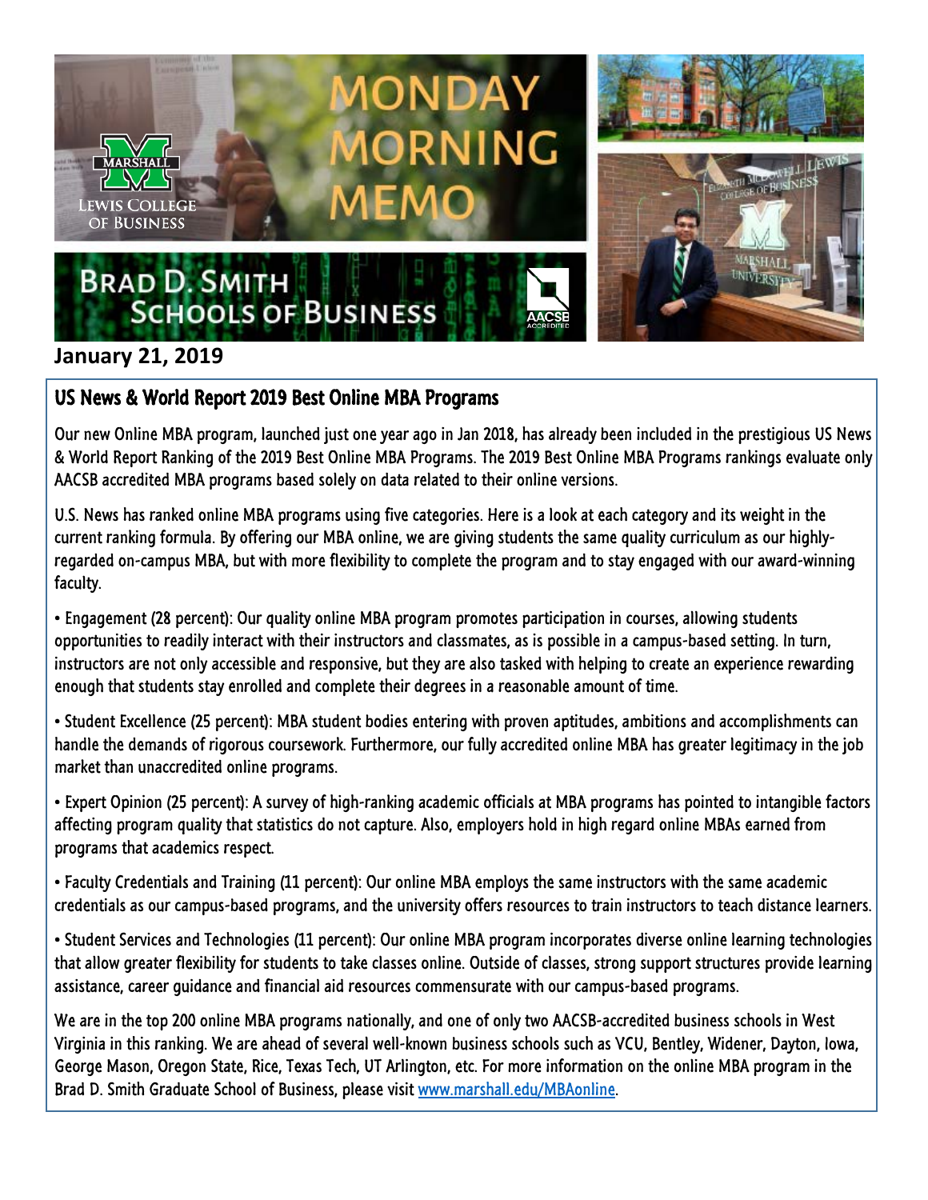# MONDAY MORNING MEMO

MARSHALL LEWIS COLLEGE OF BUSINESS

BRAD D. SMITH SCHOOLS OF BUSINESS

**January 21, 2019**

## US News & World Report 2019 Best Online MBA Programs

Our new Online MBA program, launched just one year ago in Jan 2018, has already been included in the prestigious US News & World Report Ranking of the 2019 Best Online MBA Programs. The 2019 Best Online MBA Programs rankings evaluate only AACSB accredited MBA programs based solely on data related to their online versions.

U.S. News has ranked online MBA programs using five categories. Here is a look at each category and its weight in the current ranking formula. By offering our MBA online, we are giving students the same quality curriculum as our highly-regarded on-campus MBA, but with more flexibility to complete the program and to stay engaged with our award-winning faculty.

• Engagement (28 percent): Our quality online MBA program promotes participation in courses, allowing students opportunities to readily interact with their instructors and classmates, as is possible in a campus-based setting. In turn, instructors are not only accessible and responsive, but they are also tasked with helping to create an experience rewarding enough that students stay enrolled and complete their degrees in a reasonable amount of time.

• Student Excellence (25 percent): MBA student bodies entering with proven aptitudes, ambitions and accomplishments can handle the demands of rigorous coursework. Furthermore, our fully accredited online MBA has greater legitimacy in the job market than unaccredited online programs.

• Expert Opinion (25 percent): A survey of high-ranking academic officials at MBA programs has pointed to intangible factors affecting program quality that statistics do not capture. Also, employers hold in high regard online MBAs earned from programs that academics respect.

• Faculty Credentials and Training (11 percent): Our online MBA employs the same instructors with the same academic credentials as our campus-based programs, and the university offers resources to train instructors to teach distance learners.

• Student Services and Technologies (11 percent): Our online MBA program incorporates diverse online learning technologies that allow greater flexibility for students to take classes online. Outside of classes, strong support structures provide learning assistance, career guidance and financial aid resources commensurate with our campus-based programs.

We are in the top 200 online MBA programs nationally, and one of only two AACSB-accredited business schools in West Virginia in this ranking. We are ahead of several well-known business schools such as VCU, Bentley, Widener, Dayton, Iowa, George Mason, Oregon State, Rice, Texas Tech, UT Arlington, etc. For more information on the online MBA program in the Brad D. Smith Graduate School of Business, please visit www.marshall.edu/MBAonline.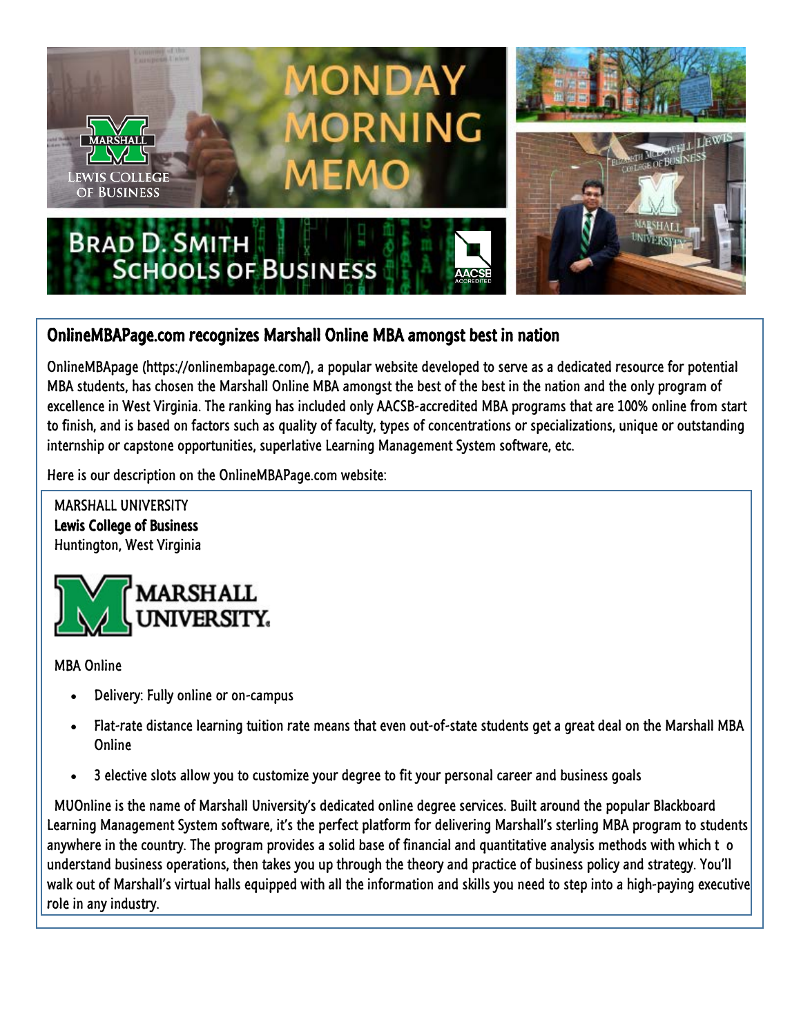## OnlineMBAPage.com recognizes Marshall Online MBA amongst best in nation

OnlineMBApage (https://onlinembapage.com/), a popular website developed to serve as a dedicated resource for potential MBA students, has chosen the Marshall Online MBA amongst the best of the best in the nation and the only program of excellence in West Virginia. The ranking has included only AACSB-accredited MBA programs that are 100% online from start to finish, and is based on factors such as quality of faculty, types of concentrations or specializations, unique or outstanding internship or capstone opportunities, superlative Learning Management System software, etc.

Here is our description on the OnlineMBAPage.com website:

MARSHALL UNIVERSITY
**Lewis College of Business**
Huntington, West Virginia

MBA Online

- Delivery: Fully online or on-campus
- Flat-rate distance learning tuition rate means that even out-of-state students get a great deal on the Marshall MBA Online
- 3 elective slots allow you to customize your degree to fit your personal career and business goals

MUOnline is the name of Marshall University's dedicated online degree services. Built around the popular Blackboard Learning Management System software, it's the perfect platform for delivering Marshall's sterling MBA program to students anywhere in the country. The program provides a solid base of financial and quantitative analysis methods with which to understand business operations, then takes you up through the theory and practice of business policy and strategy. You'll walk out of Marshall's virtual halls equipped with all the information and skills you need to step into a high-paying executive role in any industry.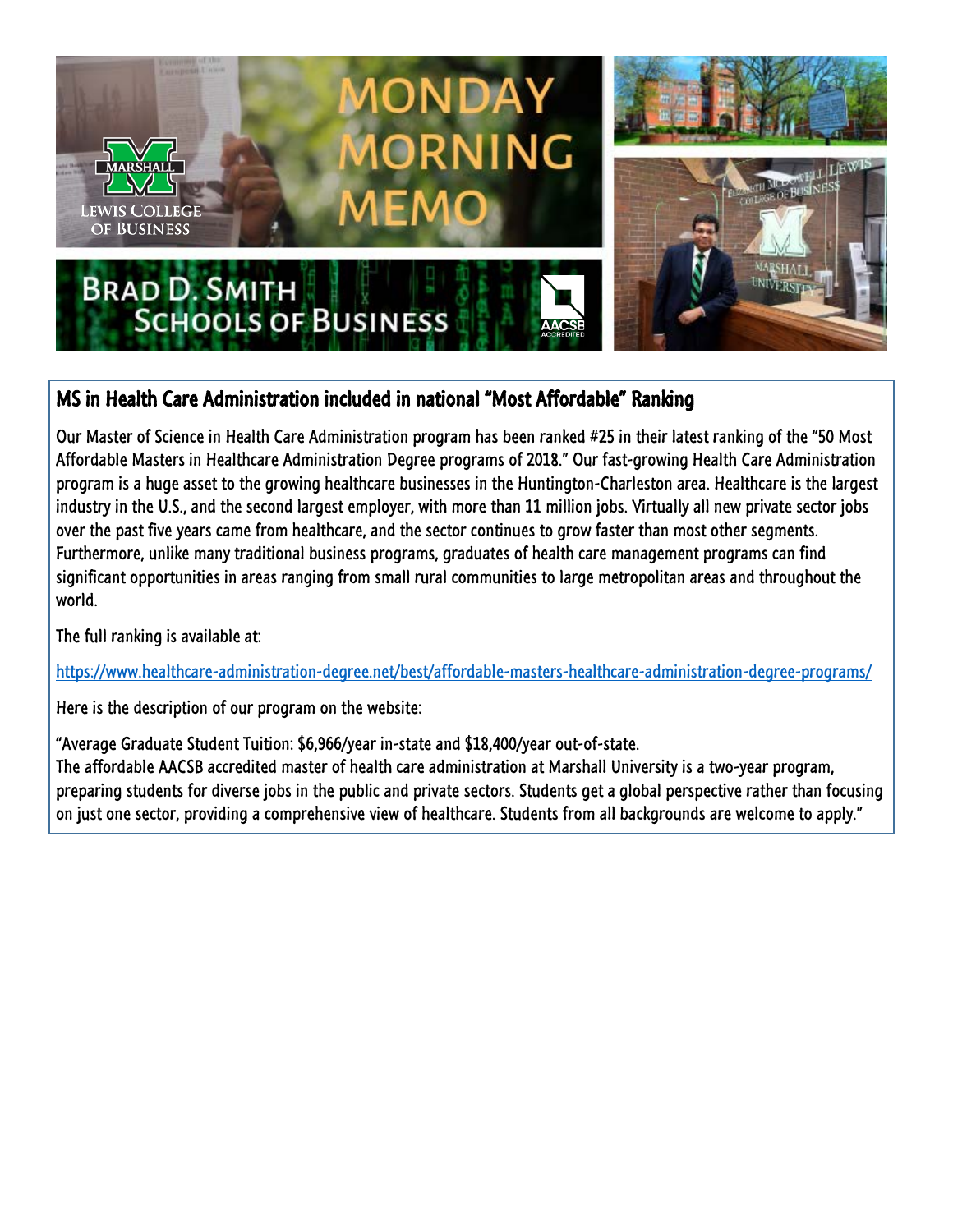## MS in Health Care Administration included in national "Most Affordable" Ranking

Our Master of Science in Health Care Administration program has been ranked #25 in their latest ranking of the "50 Most Affordable Masters in Healthcare Administration Degree programs of 2018." Our fast-growing Health Care Administration program is a huge asset to the growing healthcare businesses in the Huntington-Charleston area. Healthcare is the largest industry in the U.S., and the second largest employer, with more than 11 million jobs. Virtually all new private sector jobs over the past five years came from healthcare, and the sector continues to grow faster than most other segments. Furthermore, unlike many traditional business programs, graduates of health care management programs can find significant opportunities in areas ranging from small rural communities to large metropolitan areas and throughout the world.

The full ranking is available at:

https://www.healthcare-administration-degree.net/best/affordable-masters-healthcare-administration-degree-programs/

Here is the description of our program on the website:

"Average Graduate Student Tuition: $6,966/year in-state and $18,400/year out-of-state.
The affordable AACSB accredited master of health care administration at Marshall University is a two-year program, preparing students for diverse jobs in the public and private sectors. Students get a global perspective rather than focusing on just one sector, providing a comprehensive view of healthcare. Students from all backgrounds are welcome to apply."